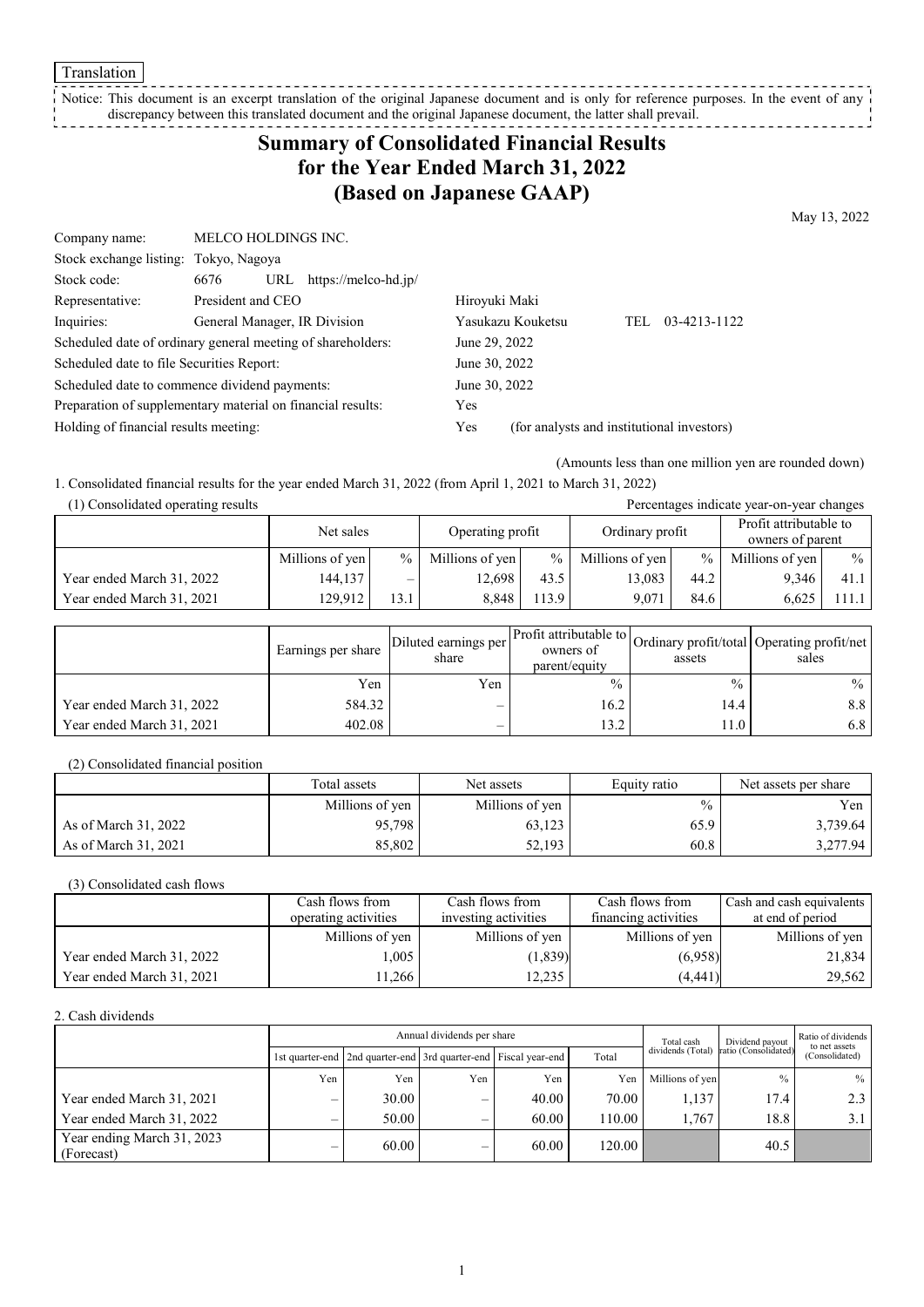Translation

Notice: This document is an excerpt translation of the original Japanese document and is only for reference purposes. In the event of any discrepancy between this translated document and the original Japanese document, the latter shall prevail.

# Summary of Consolidated Financial Results for the Year Ended March 31, 2022 (Based on Japanese GAAP)

May 13, 2022

| | | |
|---|---|---|
| Company name: | MELCO HOLDINGS INC. | |
| Stock exchange listing: | Tokyo, Nagoya | |
| Stock code: | 6676 URL https://melco-hd.jp/ | |
| Representative: | President and CEO | Hiroyuki Maki |
| Inquiries: | General Manager, IR Division | Yasukazu Kouketsu TEL 03-4213-1122 |
| Scheduled date of ordinary general meeting of shareholders: | | June 29, 2022 |
| Scheduled date to file Securities Report: | | June 30, 2022 |
| Scheduled date to commence dividend payments: | | June 30, 2022 |
| Preparation of supplementary material on financial results: | | Yes |
| Holding of financial results meeting: | | Yes (for analysts and institutional investors) |

(Amounts less than one million yen are rounded down)

1. Consolidated financial results for the year ended March 31, 2022 (from April 1, 2021 to March 31, 2022)

(1) Consolidated operating results

Percentages indicate year-on-year changes

| | Net sales | | Operating profit | | Ordinary profit | | Profit attributable to owners of parent | |
|---|---|---|---|---|---|---|---|---|
| | Millions of yen | % | Millions of yen | % | Millions of yen | % | Millions of yen | % |
| Year ended March 31, 2022 | 144,137 | – | 12,698 | 43.5 | 13,083 | 44.2 | 9,346 | 41.1 |
| Year ended March 31, 2021 | 129,912 | 13.1 | 8,848 | 113.9 | 9,071 | 84.6 | 6,625 | 111.1 |

| | Earnings per share | Diluted earnings per share | Profit attributable to owners of parent/equity | Ordinary profit/total assets | Operating profit/net sales |
|---|---|---|---|---|---|
| | Yen | Yen | % | % | % |
| Year ended March 31, 2022 | 584.32 | – | 16.2 | 14.4 | 8.8 |
| Year ended March 31, 2021 | 402.08 | – | 13.2 | 11.0 | 6.8 |

(2) Consolidated financial position

| | Total assets | Net assets | Equity ratio | Net assets per share |
|---|---|---|---|---|
| | Millions of yen | Millions of yen | % | Yen |
| As of March 31, 2022 | 95,798 | 63,123 | 65.9 | 3,739.64 |
| As of March 31, 2021 | 85,802 | 52,193 | 60.8 | 3,277.94 |

(3) Consolidated cash flows

| | Cash flows from operating activities | Cash flows from investing activities | Cash flows from financing activities | Cash and cash equivalents at end of period |
|---|---|---|---|---|
| | Millions of yen | Millions of yen | Millions of yen | Millions of yen |
| Year ended March 31, 2022 | 1,005 | (1,839) | (6,958) | 21,834 |
| Year ended March 31, 2021 | 11,266 | 12,235 | (4,441) | 29,562 |

2. Cash dividends

| | Annual dividends per share | | | | | Total cash dividends (Total) | Dividend payout ratio (Consolidated) | Ratio of dividends to net assets (Consolidated) |
|---|---|---|---|---|---|---|---|---|
| | 1st quarter-end | 2nd quarter-end | 3rd quarter-end | Fiscal year-end | Total | | | |
| | Yen | Yen | Yen | Yen | Yen | Millions of yen | % | % |
| Year ended March 31, 2021 | – | 30.00 | – | 40.00 | 70.00 | 1,137 | 17.4 | 2.3 |
| Year ended March 31, 2022 | – | 50.00 | – | 60.00 | 110.00 | 1,767 | 18.8 | 3.1 |
| Year ending March 31, 2023 (Forecast) | – | 60.00 | – | 60.00 | 120.00 | | 40.5 | |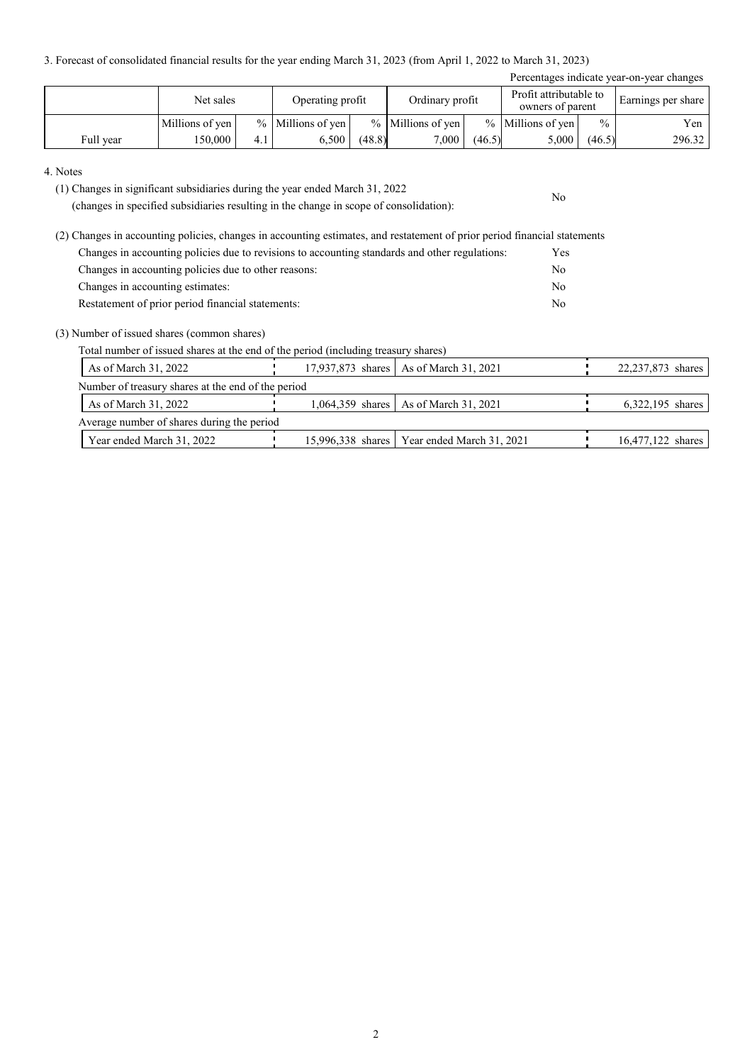3. Forecast of consolidated financial results for the year ending March 31, 2023 (from April 1, 2022 to March 31, 2023)

Percentages indicate year-on-year changes

| | Net sales | | Operating profit | | Ordinary profit | | Profit attributable to owners of parent | | Earnings per share |
|---|---|---|---|---|---|---|---|---|---|
| | Millions of yen | % | Millions of yen | % | Millions of yen | % | Millions of yen | % | Yen |
| Full year | 150,000 | 4.1 | 6,500 | (48.8) | 7,000 | (46.5) | 5,000 | (46.5) | 296.32 |

4. Notes

(1) Changes in significant subsidiaries during the year ended March 31, 2022 (changes in specified subsidiaries resulting in the change in scope of consolidation): No

(2) Changes in accounting policies, changes in accounting estimates, and restatement of prior period financial statements

| | |
|---|---|
| Changes in accounting policies due to revisions to accounting standards and other regulations: | Yes |
| Changes in accounting policies due to other reasons: | No |
| Changes in accounting estimates: | No |
| Restatement of prior period financial statements: | No |

(3) Number of issued shares (common shares)

Total number of issued shares at the end of the period (including treasury shares)

| | | | |
|---|---|---|---|
| As of March 31, 2022 | 17,937,873 shares | As of March 31, 2021 | 22,237,873 shares |

Number of treasury shares at the end of the period

| | | | |
|---|---|---|---|
| As of March 31, 2022 | 1,064,359 shares | As of March 31, 2021 | 6,322,195 shares |

Average number of shares during the period

| | | | |
|---|---|---|---|
| Year ended March 31, 2022 | 15,996,338 shares | Year ended March 31, 2021 | 16,477,122 shares |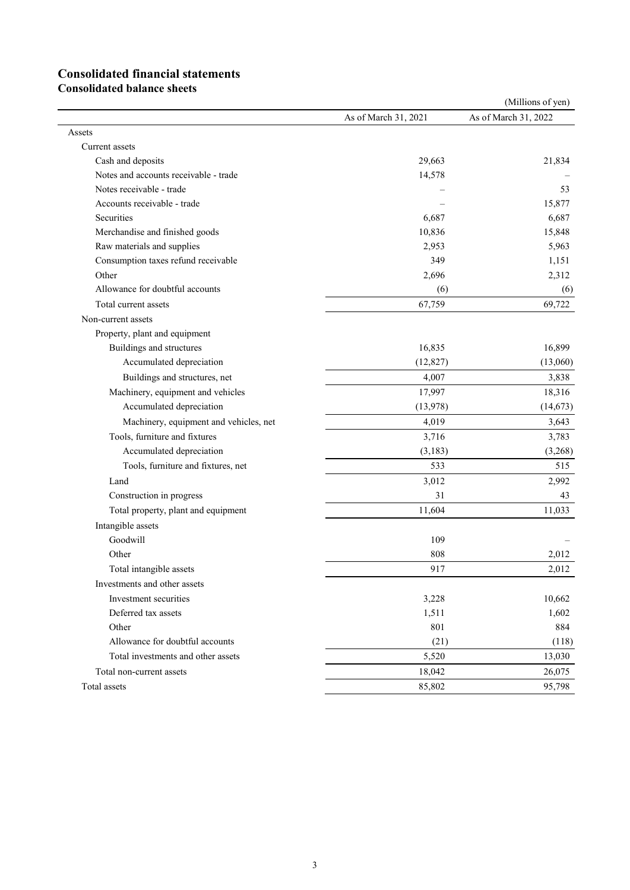# Consolidated financial statements

## Consolidated balance sheets

(Millions of yen)

| | As of March 31, 2021 | As of March 31, 2022 |
|---|---|---|
| Assets | | |
| Current assets | | |
| Cash and deposits | 29,663 | 21,834 |
| Notes and accounts receivable - trade | 14,578 | – |
| Notes receivable - trade | – | 53 |
| Accounts receivable - trade | – | 15,877 |
| Securities | 6,687 | 6,687 |
| Merchandise and finished goods | 10,836 | 15,848 |
| Raw materials and supplies | 2,953 | 5,963 |
| Consumption taxes refund receivable | 349 | 1,151 |
| Other | 2,696 | 2,312 |
| Allowance for doubtful accounts | (6) | (6) |
| Total current assets | 67,759 | 69,722 |
| Non-current assets | | |
| Property, plant and equipment | | |
| Buildings and structures | 16,835 | 16,899 |
| Accumulated depreciation | (12,827) | (13,060) |
| Buildings and structures, net | 4,007 | 3,838 |
| Machinery, equipment and vehicles | 17,997 | 18,316 |
| Accumulated depreciation | (13,978) | (14,673) |
| Machinery, equipment and vehicles, net | 4,019 | 3,643 |
| Tools, furniture and fixtures | 3,716 | 3,783 |
| Accumulated depreciation | (3,183) | (3,268) |
| Tools, furniture and fixtures, net | 533 | 515 |
| Land | 3,012 | 2,992 |
| Construction in progress | 31 | 43 |
| Total property, plant and equipment | 11,604 | 11,033 |
| Intangible assets | | |
| Goodwill | 109 | – |
| Other | 808 | 2,012 |
| Total intangible assets | 917 | 2,012 |
| Investments and other assets | | |
| Investment securities | 3,228 | 10,662 |
| Deferred tax assets | 1,511 | 1,602 |
| Other | 801 | 884 |
| Allowance for doubtful accounts | (21) | (118) |
| Total investments and other assets | 5,520 | 13,030 |
| Total non-current assets | 18,042 | 26,075 |
| Total assets | 85,802 | 95,798 |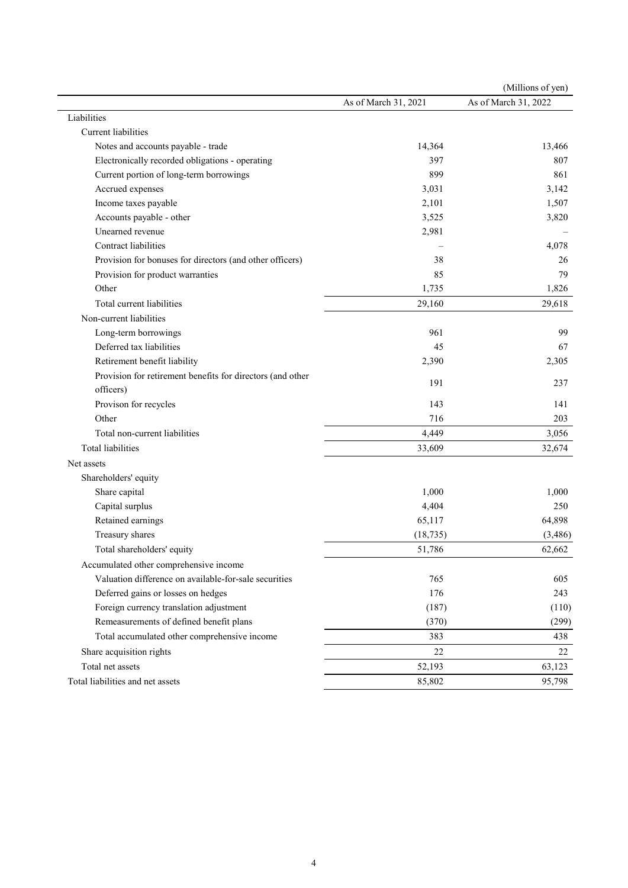(Millions of yen)

| | As of March 31, 2021 | As of March 31, 2022 |
|---|---|---|
| Liabilities | | |
| Current liabilities | | |
| Notes and accounts payable - trade | 14,364 | 13,466 |
| Electronically recorded obligations - operating | 397 | 807 |
| Current portion of long-term borrowings | 899 | 861 |
| Accrued expenses | 3,031 | 3,142 |
| Income taxes payable | 2,101 | 1,507 |
| Accounts payable - other | 3,525 | 3,820 |
| Unearned revenue | 2,981 | – |
| Contract liabilities | – | 4,078 |
| Provision for bonuses for directors (and other officers) | 38 | 26 |
| Provision for product warranties | 85 | 79 |
| Other | 1,735 | 1,826 |
| Total current liabilities | 29,160 | 29,618 |
| Non-current liabilities | | |
| Long-term borrowings | 961 | 99 |
| Deferred tax liabilities | 45 | 67 |
| Retirement benefit liability | 2,390 | 2,305 |
| Provision for retirement benefits for directors (and other officers) | 191 | 237 |
| Provison for recycles | 143 | 141 |
| Other | 716 | 203 |
| Total non-current liabilities | 4,449 | 3,056 |
| Total liabilities | 33,609 | 32,674 |
| Net assets | | |
| Shareholders' equity | | |
| Share capital | 1,000 | 1,000 |
| Capital surplus | 4,404 | 250 |
| Retained earnings | 65,117 | 64,898 |
| Treasury shares | (18,735) | (3,486) |
| Total shareholders' equity | 51,786 | 62,662 |
| Accumulated other comprehensive income | | |
| Valuation difference on available-for-sale securities | 765 | 605 |
| Deferred gains or losses on hedges | 176 | 243 |
| Foreign currency translation adjustment | (187) | (110) |
| Remeasurements of defined benefit plans | (370) | (299) |
| Total accumulated other comprehensive income | 383 | 438 |
| Share acquisition rights | 22 | 22 |
| Total net assets | 52,193 | 63,123 |
| Total liabilities and net assets | 85,802 | 95,798 |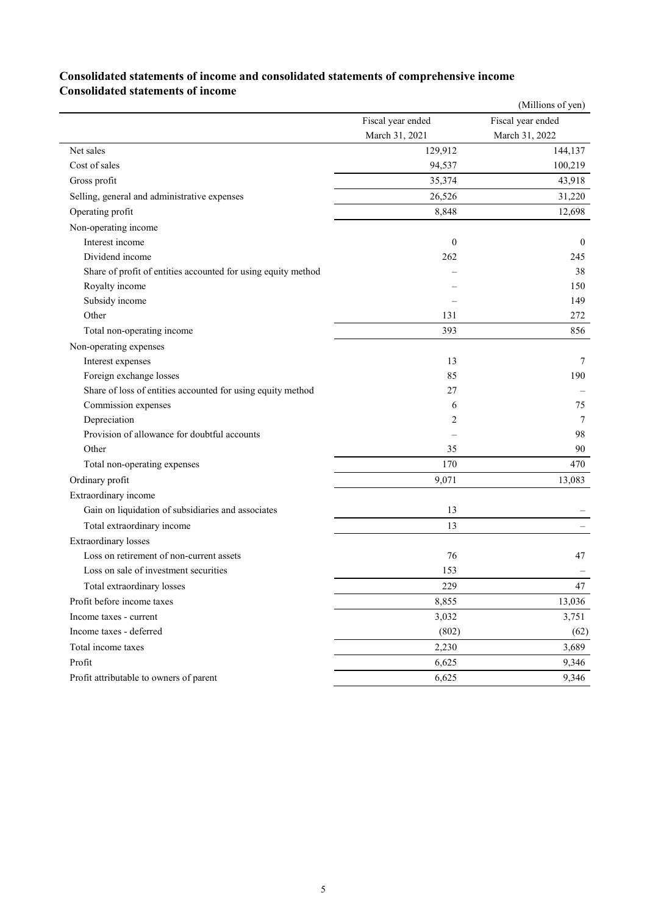## Consolidated statements of income and consolidated statements of comprehensive income

## Consolidated statements of income

(Millions of yen)

| | Fiscal year ended March 31, 2021 | Fiscal year ended March 31, 2022 |
|---|---|---|
| Net sales | 129,912 | 144,137 |
| Cost of sales | 94,537 | 100,219 |
| Gross profit | 35,374 | 43,918 |
| Selling, general and administrative expenses | 26,526 | 31,220 |
| Operating profit | 8,848 | 12,698 |
| Non-operating income | | |
| Interest income | 0 | 0 |
| Dividend income | 262 | 245 |
| Share of profit of entities accounted for using equity method | – | 38 |
| Royalty income | – | 150 |
| Subsidy income | – | 149 |
| Other | 131 | 272 |
| Total non-operating income | 393 | 856 |
| Non-operating expenses | | |
| Interest expenses | 13 | 7 |
| Foreign exchange losses | 85 | 190 |
| Share of loss of entities accounted for using equity method | 27 | – |
| Commission expenses | 6 | 75 |
| Depreciation | 2 | 7 |
| Provision of allowance for doubtful accounts | – | 98 |
| Other | 35 | 90 |
| Total non-operating expenses | 170 | 470 |
| Ordinary profit | 9,071 | 13,083 |
| Extraordinary income | | |
| Gain on liquidation of subsidiaries and associates | 13 | – |
| Total extraordinary income | 13 | – |
| Extraordinary losses | | |
| Loss on retirement of non-current assets | 76 | 47 |
| Loss on sale of investment securities | 153 | – |
| Total extraordinary losses | 229 | 47 |
| Profit before income taxes | 8,855 | 13,036 |
| Income taxes - current | 3,032 | 3,751 |
| Income taxes - deferred | (802) | (62) |
| Total income taxes | 2,230 | 3,689 |
| Profit | 6,625 | 9,346 |
| Profit attributable to owners of parent | 6,625 | 9,346 |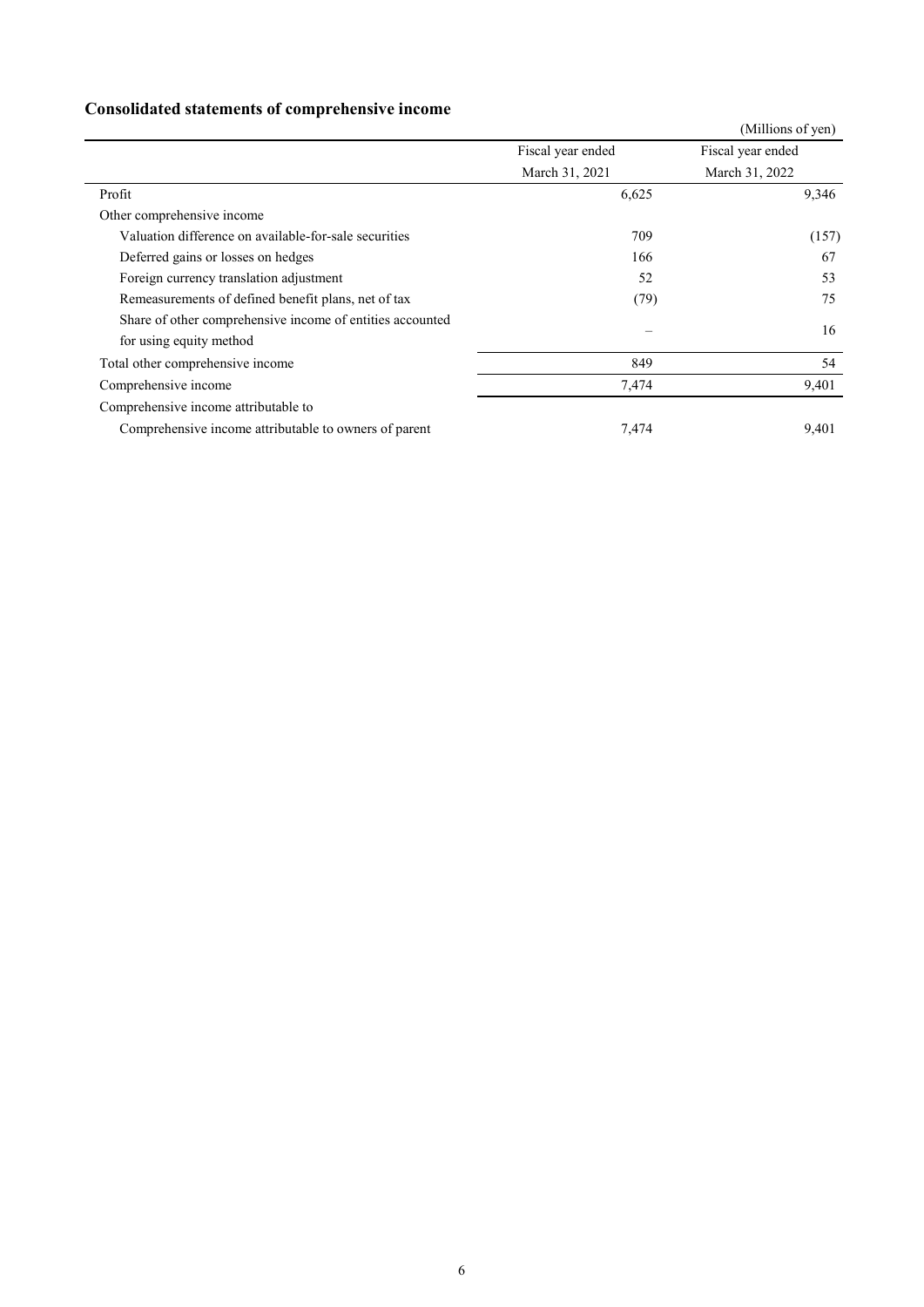## Consolidated statements of comprehensive income

(Millions of yen)

| | Fiscal year ended March 31, 2021 | Fiscal year ended March 31, 2022 |
|---|---|---|
| Profit | 6,625 | 9,346 |
| Other comprehensive income | | |
| Valuation difference on available-for-sale securities | 709 | (157) |
| Deferred gains or losses on hedges | 166 | 67 |
| Foreign currency translation adjustment | 52 | 53 |
| Remeasurements of defined benefit plans, net of tax | (79) | 75 |
| Share of other comprehensive income of entities accounted for using equity method | – | 16 |
| Total other comprehensive income | 849 | 54 |
| Comprehensive income | 7,474 | 9,401 |
| Comprehensive income attributable to | | |
| Comprehensive income attributable to owners of parent | 7,474 | 9,401 |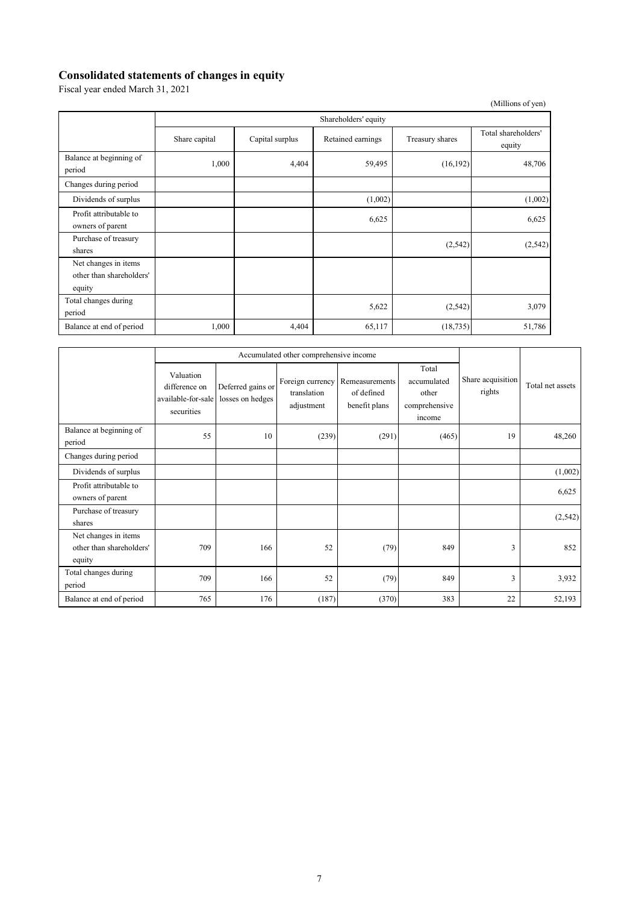## Consolidated statements of changes in equity

Fiscal year ended March 31, 2021

(Millions of yen)

| | Shareholders' equity | | | | |
|---|---|---|---|---|---|
| | Share capital | Capital surplus | Retained earnings | Treasury shares | Total shareholders' equity |
| Balance at beginning of period | 1,000 | 4,404 | 59,495 | (16,192) | 48,706 |
| Changes during period | | | | | |
| Dividends of surplus | | | (1,002) | | (1,002) |
| Profit attributable to owners of parent | | | 6,625 | | 6,625 |
| Purchase of treasury shares | | | | (2,542) | (2,542) |
| Net changes in items other than shareholders' equity | | | | | |
| Total changes during period | | | 5,622 | (2,542) | 3,079 |
| Balance at end of period | 1,000 | 4,404 | 65,117 | (18,735) | 51,786 |

| | Accumulated other comprehensive income | | | | | | |
|---|---|---|---|---|---|---|---|
| | Valuation difference on available-for-sale securities | Deferred gains or losses on hedges | Foreign currency translation adjustment | Remeasurements of defined benefit plans | Total accumulated other comprehensive income | Share acquisition rights | Total net assets |
| Balance at beginning of period | 55 | 10 | (239) | (291) | (465) | 19 | 48,260 |
| Changes during period | | | | | | | |
| Dividends of surplus | | | | | | | (1,002) |
| Profit attributable to owners of parent | | | | | | | 6,625 |
| Purchase of treasury shares | | | | | | | (2,542) |
| Net changes in items other than shareholders' equity | 709 | 166 | 52 | (79) | 849 | 3 | 852 |
| Total changes during period | 709 | 166 | 52 | (79) | 849 | 3 | 3,932 |
| Balance at end of period | 765 | 176 | (187) | (370) | 383 | 22 | 52,193 |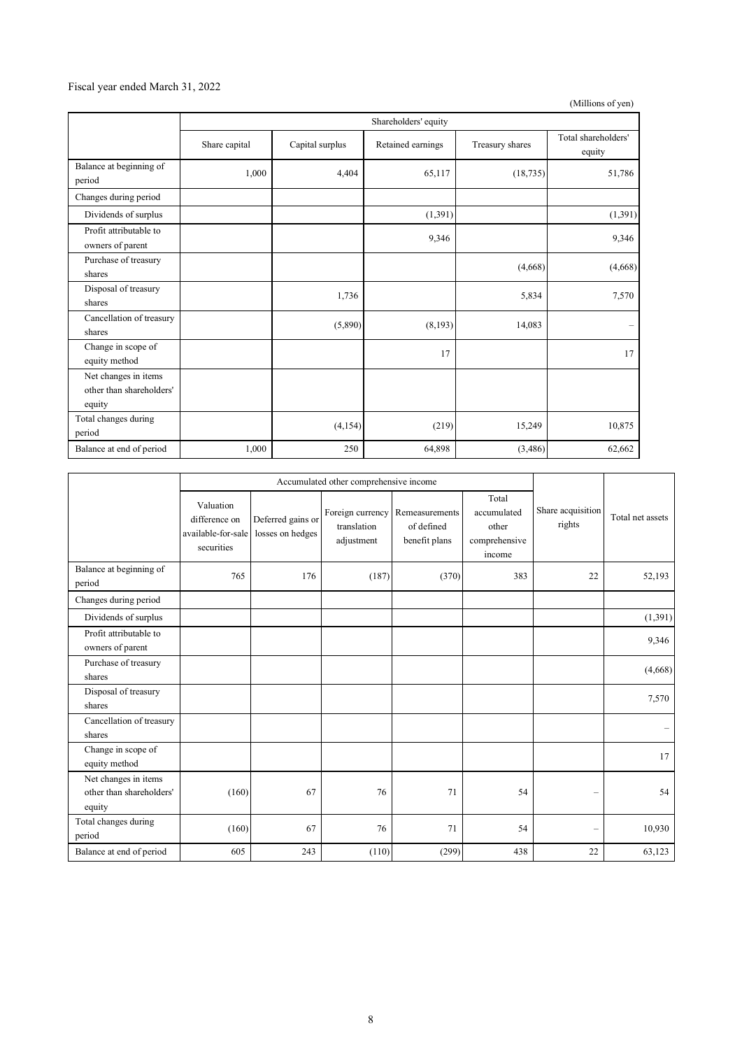Fiscal year ended March 31, 2022

(Millions of yen)

| | Shareholders' equity | | | | |
|---|---|---|---|---|---|
| | Share capital | Capital surplus | Retained earnings | Treasury shares | Total shareholders' equity |
| Balance at beginning of period | 1,000 | 4,404 | 65,117 | (18,735) | 51,786 |
| Changes during period | | | | | |
| Dividends of surplus | | | (1,391) | | (1,391) |
| Profit attributable to owners of parent | | | 9,346 | | 9,346 |
| Purchase of treasury shares | | | | (4,668) | (4,668) |
| Disposal of treasury shares | | 1,736 | | 5,834 | 7,570 |
| Cancellation of treasury shares | | (5,890) | (8,193) | 14,083 | – |
| Change in scope of equity method | | | 17 | | 17 |
| Net changes in items other than shareholders' equity | | | | | |
| Total changes during period | | (4,154) | (219) | 15,249 | 10,875 |
| Balance at end of period | 1,000 | 250 | 64,898 | (3,486) | 62,662 |

| | Accumulated other comprehensive income | | | | | Share acquisition rights | Total net assets |
|---|---|---|---|---|---|---|---|
| | Valuation difference on available-for-sale securities | Deferred gains or losses on hedges | Foreign currency translation adjustment | Remeasurements of defined benefit plans | Total accumulated other comprehensive income | | |
| Balance at beginning of period | 765 | 176 | (187) | (370) | 383 | 22 | 52,193 |
| Changes during period | | | | | | | |
| Dividends of surplus | | | | | | | (1,391) |
| Profit attributable to owners of parent | | | | | | | 9,346 |
| Purchase of treasury shares | | | | | | | (4,668) |
| Disposal of treasury shares | | | | | | | 7,570 |
| Cancellation of treasury shares | | | | | | | – |
| Change in scope of equity method | | | | | | | 17 |
| Net changes in items other than shareholders' equity | (160) | 67 | 76 | 71 | 54 | – | 54 |
| Total changes during period | (160) | 67 | 76 | 71 | 54 | – | 10,930 |
| Balance at end of period | 605 | 243 | (110) | (299) | 438 | 22 | 63,123 |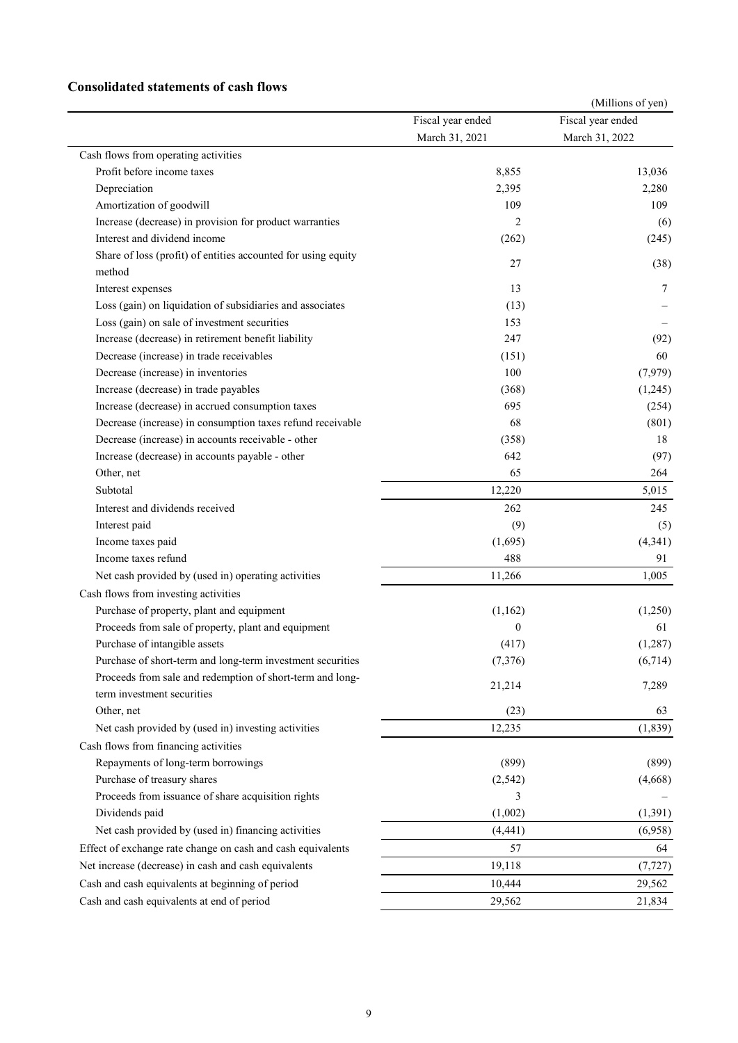## Consolidated statements of cash flows

(Millions of yen)

| | Fiscal year ended March 31, 2021 | Fiscal year ended March 31, 2022 |
|---|---|---|
| Cash flows from operating activities | | |
| Profit before income taxes | 8,855 | 13,036 |
| Depreciation | 2,395 | 2,280 |
| Amortization of goodwill | 109 | 109 |
| Increase (decrease) in provision for product warranties | 2 | (6) |
| Interest and dividend income | (262) | (245) |
| Share of loss (profit) of entities accounted for using equity method | 27 | (38) |
| Interest expenses | 13 | 7 |
| Loss (gain) on liquidation of subsidiaries and associates | (13) | – |
| Loss (gain) on sale of investment securities | 153 | – |
| Increase (decrease) in retirement benefit liability | 247 | (92) |
| Decrease (increase) in trade receivables | (151) | 60 |
| Decrease (increase) in inventories | 100 | (7,979) |
| Increase (decrease) in trade payables | (368) | (1,245) |
| Increase (decrease) in accrued consumption taxes | 695 | (254) |
| Decrease (increase) in consumption taxes refund receivable | 68 | (801) |
| Decrease (increase) in accounts receivable - other | (358) | 18 |
| Increase (decrease) in accounts payable - other | 642 | (97) |
| Other, net | 65 | 264 |
| Subtotal | 12,220 | 5,015 |
| Interest and dividends received | 262 | 245 |
| Interest paid | (9) | (5) |
| Income taxes paid | (1,695) | (4,341) |
| Income taxes refund | 488 | 91 |
| Net cash provided by (used in) operating activities | 11,266 | 1,005 |
| Cash flows from investing activities | | |
| Purchase of property, plant and equipment | (1,162) | (1,250) |
| Proceeds from sale of property, plant and equipment | 0 | 61 |
| Purchase of intangible assets | (417) | (1,287) |
| Purchase of short-term and long-term investment securities | (7,376) | (6,714) |
| Proceeds from sale and redemption of short-term and long-term investment securities | 21,214 | 7,289 |
| Other, net | (23) | 63 |
| Net cash provided by (used in) investing activities | 12,235 | (1,839) |
| Cash flows from financing activities | | |
| Repayments of long-term borrowings | (899) | (899) |
| Purchase of treasury shares | (2,542) | (4,668) |
| Proceeds from issuance of share acquisition rights | 3 | – |
| Dividends paid | (1,002) | (1,391) |
| Net cash provided by (used in) financing activities | (4,441) | (6,958) |
| Effect of exchange rate change on cash and cash equivalents | 57 | 64 |
| Net increase (decrease) in cash and cash equivalents | 19,118 | (7,727) |
| Cash and cash equivalents at beginning of period | 10,444 | 29,562 |
| Cash and cash equivalents at end of period | 29,562 | 21,834 |